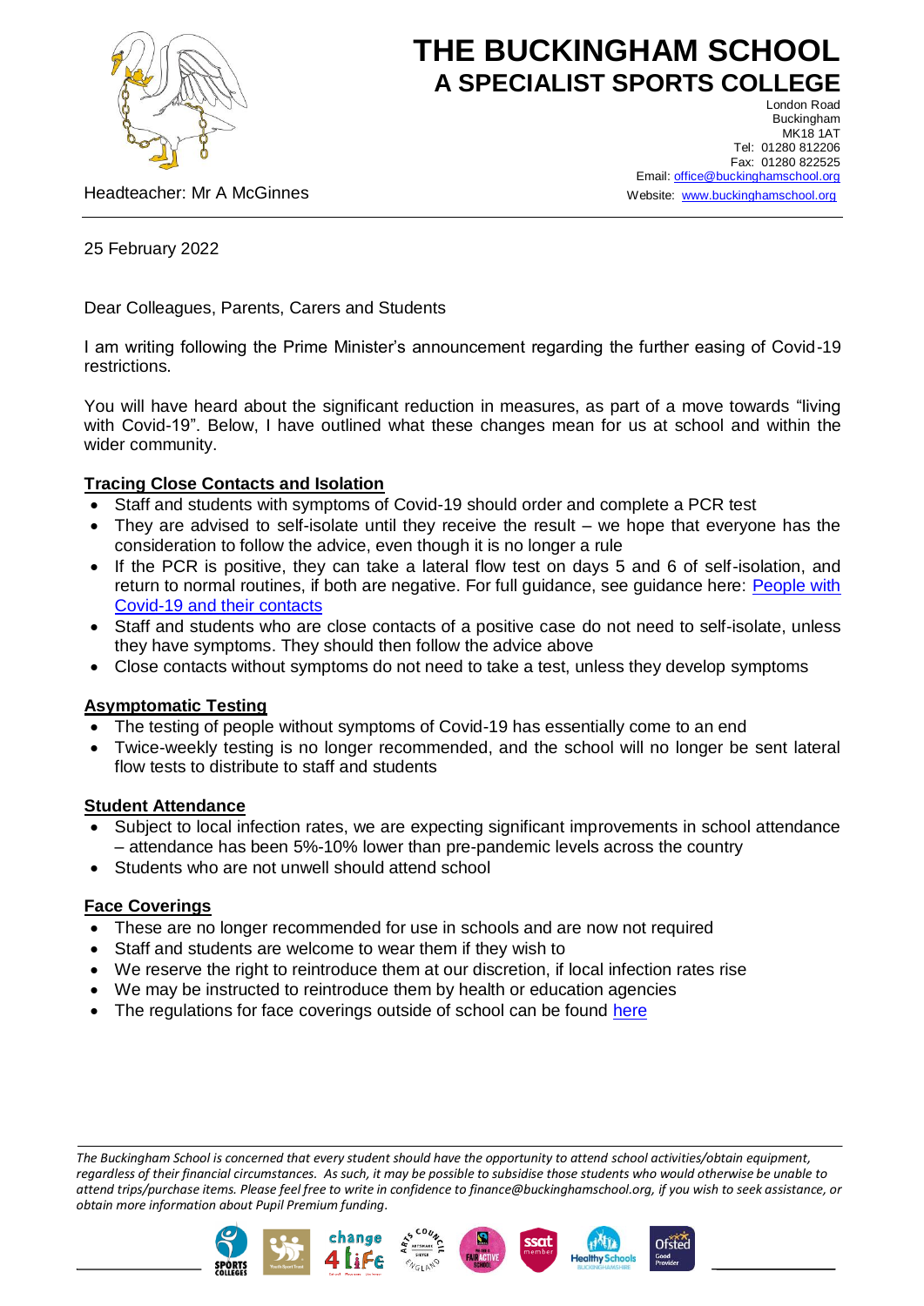# THE BUCKINGHAM SCHOOL
## A SPECIALIST SPORTS COLLEGE

London Road
Buckingham
MK18 1AT
Tel: 01280 812206
Fax: 01280 822525
Email: office@buckinghamschool.org
Website: www.buckinghamschool.org

Headteacher: Mr A McGinnes

25 February 2022

Dear Colleagues, Parents, Carers and Students

I am writing following the Prime Minister's announcement regarding the further easing of Covid-19 restrictions.

You will have heard about the significant reduction in measures, as part of a move towards "living with Covid-19". Below, I have outlined what these changes mean for us at school and within the wider community.

**Tracing Close Contacts and Isolation**

- Staff and students with symptoms of Covid-19 should order and complete a PCR test
- They are advised to self-isolate until they receive the result – we hope that everyone has the consideration to follow the advice, even though it is no longer a rule
- If the PCR is positive, they can take a lateral flow test on days 5 and 6 of self-isolation, and return to normal routines, if both are negative. For full guidance, see guidance here: [People with Covid-19 and their contacts]()
- Staff and students who are close contacts of a positive case do not need to self-isolate, unless they have symptoms. They should then follow the advice above
- Close contacts without symptoms do not need to take a test, unless they develop symptoms

**Asymptomatic Testing**

- The testing of people without symptoms of Covid-19 has essentially come to an end
- Twice-weekly testing is no longer recommended, and the school will no longer be sent lateral flow tests to distribute to staff and students

**Student Attendance**

- Subject to local infection rates, we are expecting significant improvements in school attendance – attendance has been 5%-10% lower than pre-pandemic levels across the country
- Students who are not unwell should attend school

**Face Coverings**

- These are no longer recommended for use in schools and are now not required
- Staff and students are welcome to wear them if they wish to
- We reserve the right to reintroduce them at our discretion, if local infection rates rise
- We may be instructed to reintroduce them by health or education agencies
- The regulations for face coverings outside of school can be found [here]()

*The Buckingham School is concerned that every student should have the opportunity to attend school activities/obtain equipment, regardless of their financial circumstances. As such, it may be possible to subsidise those students who would otherwise be unable to attend trips/purchase items. Please feel free to write in confidence to finance@buckinghamschool.org, if you wish to seek assistance, or obtain more information about Pupil Premium funding.*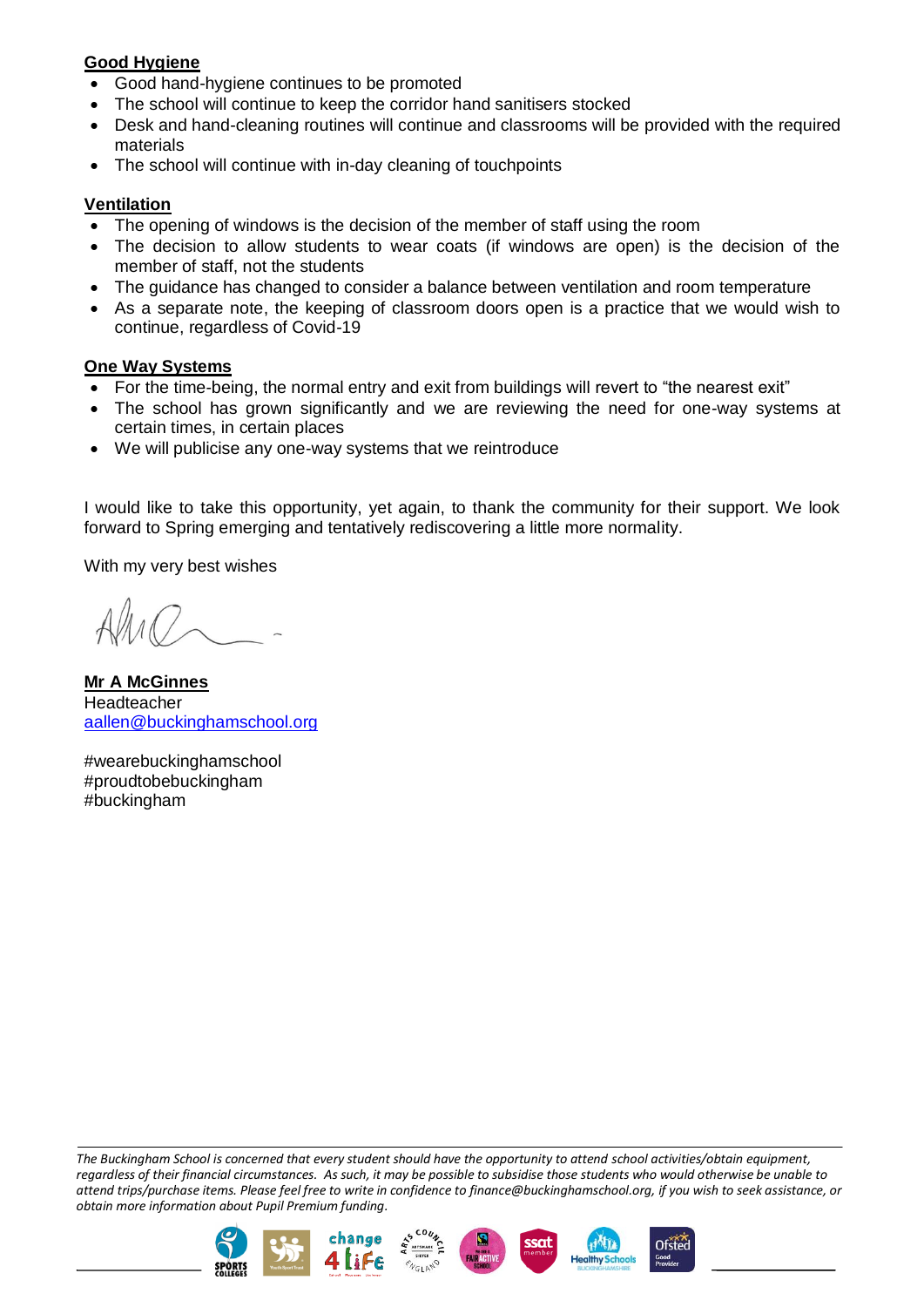**Good Hygiene**

- Good hand-hygiene continues to be promoted
- The school will continue to keep the corridor hand sanitisers stocked
- Desk and hand-cleaning routines will continue and classrooms will be provided with the required materials
- The school will continue with in-day cleaning of touchpoints

**Ventilation**

- The opening of windows is the decision of the member of staff using the room
- The decision to allow students to wear coats (if windows are open) is the decision of the member of staff, not the students
- The guidance has changed to consider a balance between ventilation and room temperature
- As a separate note, the keeping of classroom doors open is a practice that we would wish to continue, regardless of Covid-19

**One Way Systems**

- For the time-being, the normal entry and exit from buildings will revert to "the nearest exit"
- The school has grown significantly and we are reviewing the need for one-way systems at certain times, in certain places
- We will publicise any one-way systems that we reintroduce

I would like to take this opportunity, yet again, to thank the community for their support. We look forward to Spring emerging and tentatively rediscovering a little more normality.

With my very best wishes

**Mr A McGinnes**
Headteacher
aallen@buckinghamschool.org

#wearebuckinghamschool
#proudtobebuckingham
#buckingham

*The Buckingham School is concerned that every student should have the opportunity to attend school activities/obtain equipment, regardless of their financial circumstances. As such, it may be possible to subsidise those students who would otherwise be unable to attend trips/purchase items. Please feel free to write in confidence to finance@buckinghamschool.org, if you wish to seek assistance, or obtain more information about Pupil Premium funding.*